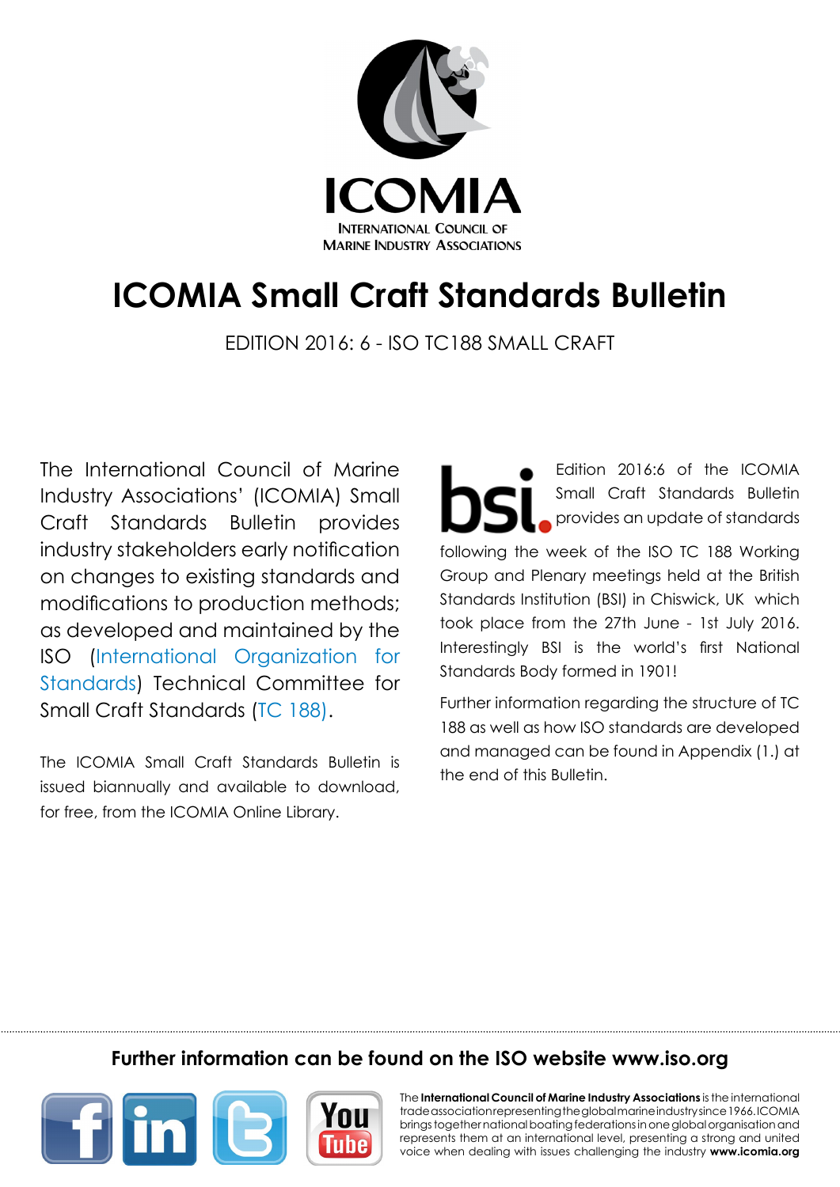ICOMIA

INTERNATIONAL COUNCIL OF MARINE INDUSTRY ASSOCIATIONS

# ICOMIA Small Craft Standards Bulletin

EDITION 2016: 6 - ISO TC188 SMALL CRAFT

The International Council of Marine Industry Associations' (ICOMIA) Small Craft Standards Bulletin provides industry stakeholders early notification on changes to existing standards and modifications to production methods; as developed and maintained by the ISO (International Organization for Standards) Technical Committee for Small Craft Standards (TC 188).

The ICOMIA Small Craft Standards Bulletin is issued biannually and available to download, for free, from the ICOMIA Online Library.

Edition 2016:6 of the ICOMIA Small Craft Standards Bulletin provides an update of standards following the week of the ISO TC 188 Working Group and Plenary meetings held at the British Standards Institution (BSI) in Chiswick, UK which took place from the 27th June - 1st July 2016. Interestingly BSI is the world's first National Standards Body formed in 1901!

Further information regarding the structure of TC 188 as well as how ISO standards are developed and managed can be found in Appendix (1.) at the end of this Bulletin.

**Further information can be found on the ISO website www.iso.org**

The **International Council of Marine Industry Associations** is the international trade association representing the global marine industry since 1966. ICOMIA brings together national boating federations in one global organisation and represents them at an international level, presenting a strong and united voice when dealing with issues challenging the industry **www.icomia.org**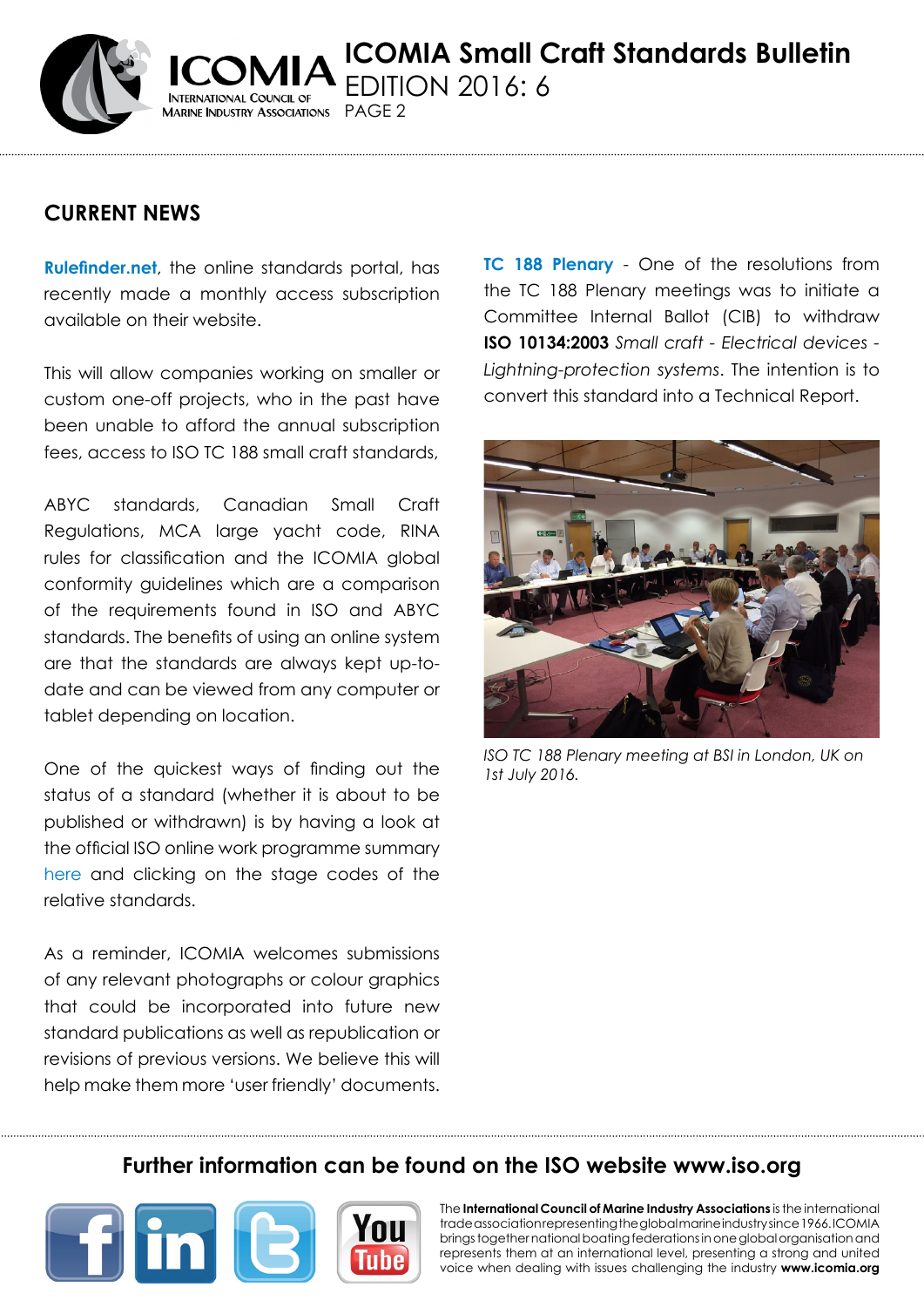## CURRENT NEWS

**Rulefinder.net**, the online standards portal, has recently made a monthly access subscription available on their website.

This will allow companies working on smaller or custom one-off projects, who in the past have been unable to afford the annual subscription fees, access to ISO TC 188 small craft standards,

ABYC standards, Canadian Small Craft Regulations, MCA large yacht code, RINA rules for classification and the ICOMIA global conformity guidelines which are a comparison of the requirements found in ISO and ABYC standards. The benefits of using an online system are that the standards are always kept up-to-date and can be viewed from any computer or tablet depending on location.

One of the quickest ways of finding out the status of a standard (whether it is about to be published or withdrawn) is by having a look at the official ISO online work programme summary here and clicking on the stage codes of the relative standards.

As a reminder, ICOMIA welcomes submissions of any relevant photographs or colour graphics that could be incorporated into future new standard publications as well as republication or revisions of previous versions. We believe this will help make them more 'user friendly' documents.

**TC 188 Plenary** - One of the resolutions from the TC 188 Plenary meetings was to initiate a Committee Internal Ballot (CIB) to withdraw **ISO 10134:2003** *Small craft - Electrical devices - Lightning-protection systems*. The intention is to convert this standard into a Technical Report.

*ISO TC 188 Plenary meeting at BSI in London, UK on 1st July 2016.*

**Further information can be found on the ISO website www.iso.org**

The **International Council of Marine Industry Associations** is the international trade association representing the global marine industry since 1966. ICOMIA brings together national boating federations in one global organisation and represents them at an international level, presenting a strong and united voice when dealing with issues challenging the industry **www.icomia.org**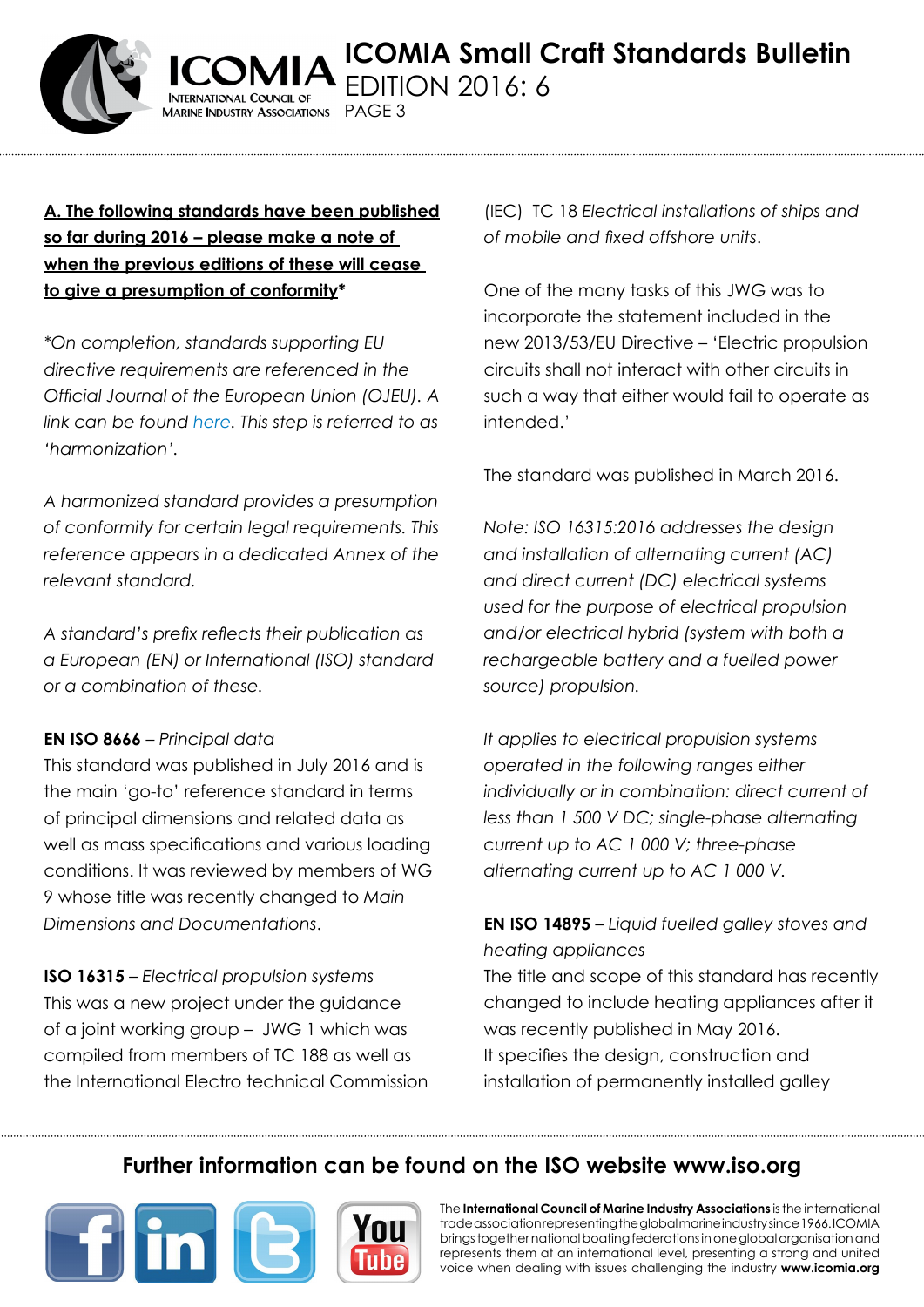**A. The following standards have been published so far during 2016 – please make a note of when the previous editions of these will cease to give a presumption of conformity***

*\*On completion, standards supporting EU directive requirements are referenced in the Official Journal of the European Union (OJEU). A link can be found here. This step is referred to as 'harmonization'.*

*A harmonized standard provides a presumption of conformity for certain legal requirements. This reference appears in a dedicated Annex of the relevant standard.*

*A standard's prefix reflects their publication as a European (EN) or International (ISO) standard or a combination of these.*

**EN ISO 8666** – *Principal data*
This standard was published in July 2016 and is the main 'go-to' reference standard in terms of principal dimensions and related data as well as mass specifications and various loading conditions. It was reviewed by members of WG 9 whose title was recently changed to *Main Dimensions and Documentations*.

**ISO 16315** – *Electrical propulsion systems*
This was a new project under the guidance of a joint working group – JWG 1 which was compiled from members of TC 188 as well as the International Electro technical Commission (IEC) TC 18 *Electrical installations of ships and of mobile and fixed offshore units*.

One of the many tasks of this JWG was to incorporate the statement included in the new 2013/53/EU Directive – 'Electric propulsion circuits shall not interact with other circuits in such a way that either would fail to operate as intended.'

The standard was published in March 2016.

*Note: ISO 16315:2016 addresses the design and installation of alternating current (AC) and direct current (DC) electrical systems used for the purpose of electrical propulsion and/or electrical hybrid (system with both a rechargeable battery and a fuelled power source) propulsion.*

*It applies to electrical propulsion systems operated in the following ranges either individually or in combination: direct current of less than 1 500 V DC; single-phase alternating current up to AC 1 000 V; three-phase alternating current up to AC 1 000 V.*

**EN ISO 14895** – *Liquid fuelled galley stoves and heating appliances*
The title and scope of this standard has recently changed to include heating appliances after it was recently published in May 2016.
It specifies the design, construction and installation of permanently installed galley

**Further information can be found on the ISO website www.iso.org**

The **International Council of Marine Industry Associations** is the international trade association representing the global marine industry since 1966. ICOMIA brings together national boating federations in one global organisation and represents them at an international level, presenting a strong and united voice when dealing with issues challenging the industry **www.icomia.org**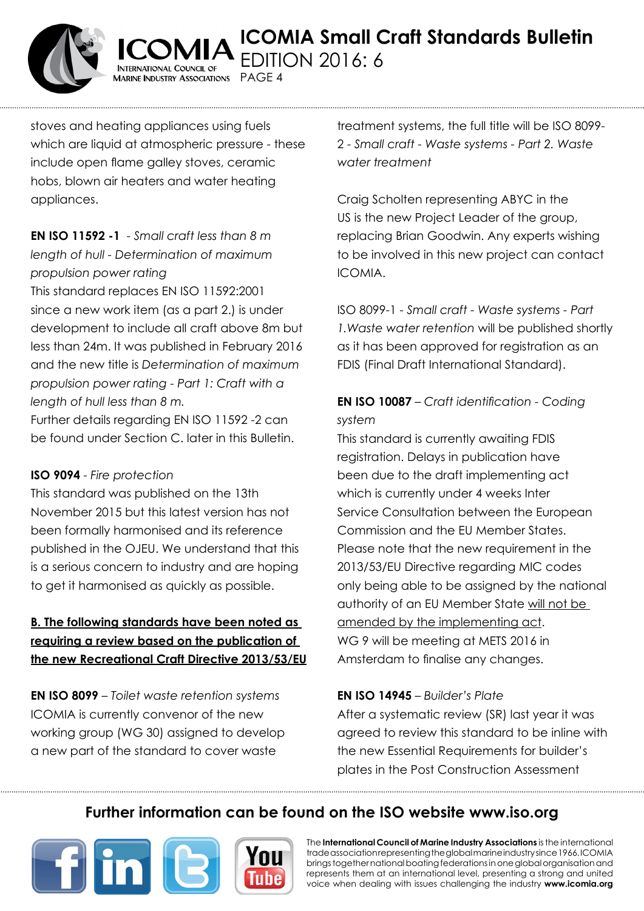stoves and heating appliances using fuels which are liquid at atmospheric pressure - these include open flame galley stoves, ceramic hobs, blown air heaters and water heating appliances.

**EN ISO 11592 -1** - *Small craft less than 8 m length of hull - Determination of maximum propulsion power rating*
This standard replaces EN ISO 11592:2001 since a new work item (as a part 2.) is under development to include all craft above 8m but less than 24m. It was published in February 2016 and the new title is *Determination of maximum propulsion power rating - Part 1: Craft with a length of hull less than 8 m.*
Further details regarding EN ISO 11592 -2 can be found under Section C. later in this Bulletin.

**ISO 9094** - *Fire protection*
This standard was published on the 13th November 2015 but this latest version has not been formally harmonised and its reference published in the OJEU. We understand that this is a serious concern to industry and are hoping to get it harmonised as quickly as possible.

## B. The following standards have been noted as requiring a review based on the publication of the new Recreational Craft Directive 2013/53/EU

**EN ISO 8099** – *Toilet waste retention systems*
ICOMIA is currently convenor of the new working group (WG 30) assigned to develop a new part of the standard to cover waste treatment systems, the full title will be ISO 8099-2 - *Small craft - Waste systems - Part 2. Waste water treatment*

Craig Scholten representing ABYC in the US is the new Project Leader of the group, replacing Brian Goodwin. Any experts wishing to be involved in this new project can contact ICOMIA.

ISO 8099-1 - *Small craft - Waste systems - Part 1.Waste water retention* will be published shortly as it has been approved for registration as an FDIS (Final Draft International Standard).

**EN ISO 10087** – *Craft identification - Coding system*
This standard is currently awaiting FDIS registration. Delays in publication have been due to the draft implementing act which is currently under 4 weeks Inter Service Consultation between the European Commission and the EU Member States. Please note that the new requirement in the 2013/53/EU Directive regarding MIC codes only being able to be assigned by the national authority of an EU Member State will not be amended by the implementing act.
WG 9 will be meeting at METS 2016 in Amsterdam to finalise any changes.

**EN ISO 14945** – *Builder's Plate*
After a systematic review (SR) last year it was agreed to review this standard to be inline with the new Essential Requirements for builder's plates in the Post Construction Assessment

**Further information can be found on the ISO website www.iso.org**

The **International Council of Marine Industry Associations** is the international trade association representing the global marine industry since 1966. ICOMIA brings together national boating federations in one global organisation and represents them at an international level, presenting a strong and united voice when dealing with issues challenging the industry **www.icomia.org**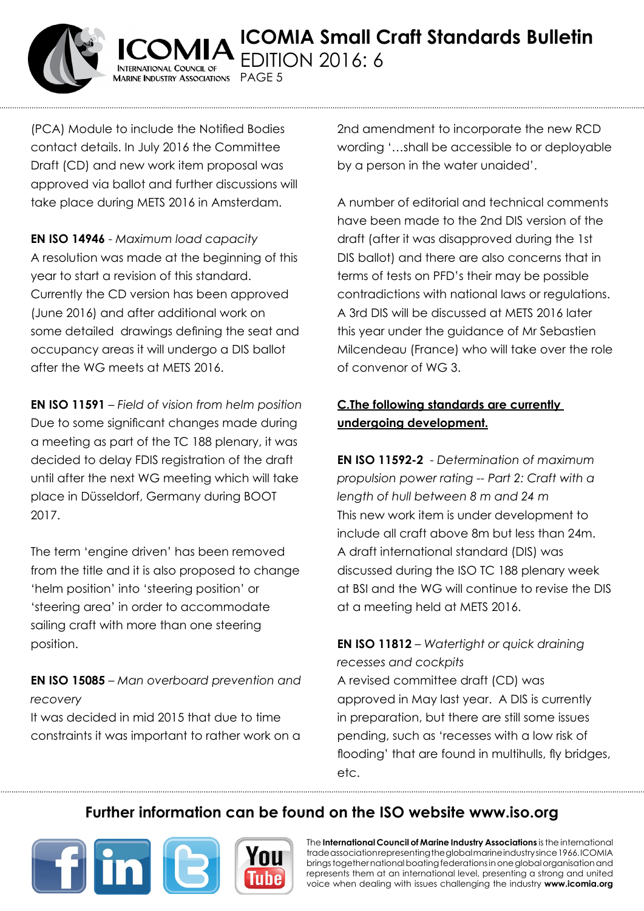(PCA) Module to include the Notified Bodies contact details. In July 2016 the Committee Draft (CD) and new work item proposal was approved via ballot and further discussions will take place during METS 2016 in Amsterdam.

**EN ISO 14946** - *Maximum load capacity*
A resolution was made at the beginning of this year to start a revision of this standard. Currently the CD version has been approved (June 2016) and after additional work on some detailed drawings defining the seat and occupancy areas it will undergo a DIS ballot after the WG meets at METS 2016.

**EN ISO 11591** – *Field of vision from helm position*
Due to some significant changes made during a meeting as part of the TC 188 plenary, it was decided to delay FDIS registration of the draft until after the next WG meeting which will take place in Düsseldorf, Germany during BOOT 2017.

The term 'engine driven' has been removed from the title and it is also proposed to change 'helm position' into 'steering position' or 'steering area' in order to accommodate sailing craft with more than one steering position.

**EN ISO 15085** – *Man overboard prevention and recovery*
It was decided in mid 2015 that due to time constraints it was important to rather work on a 2nd amendment to incorporate the new RCD wording '…shall be accessible to or deployable by a person in the water unaided'.

A number of editorial and technical comments have been made to the 2nd DIS version of the draft (after it was disapproved during the 1st DIS ballot) and there are also concerns that in terms of tests on PFD's their may be possible contradictions with national laws or regulations. A 3rd DIS will be discussed at METS 2016 later this year under the guidance of Mr Sebastien Milcendeau (France) who will take over the role of convenor of WG 3.

## C.The following standards are currently undergoing development.

**EN ISO 11592-2** - *Determination of maximum propulsion power rating -- Part 2: Craft with a length of hull between 8 m and 24 m*
This new work item is under development to include all craft above 8m but less than 24m. A draft international standard (DIS) was discussed during the ISO TC 188 plenary week at BSI and the WG will continue to revise the DIS at a meeting held at METS 2016.

**EN ISO 11812** – *Watertight or quick draining recesses and cockpits*
A revised committee draft (CD) was approved in May last year. A DIS is currently in preparation, but there are still some issues pending, such as 'recesses with a low risk of flooding' that are found in multihulls, fly bridges, etc.

**Further information can be found on the ISO website www.iso.org**

The **International Council of Marine Industry Associations** is the international trade association representing the global marine industry since 1966. ICOMIA brings together national boating federations in one global organisation and represents them at an international level, presenting a strong and united voice when dealing with issues challenging the industry **www.icomia.org**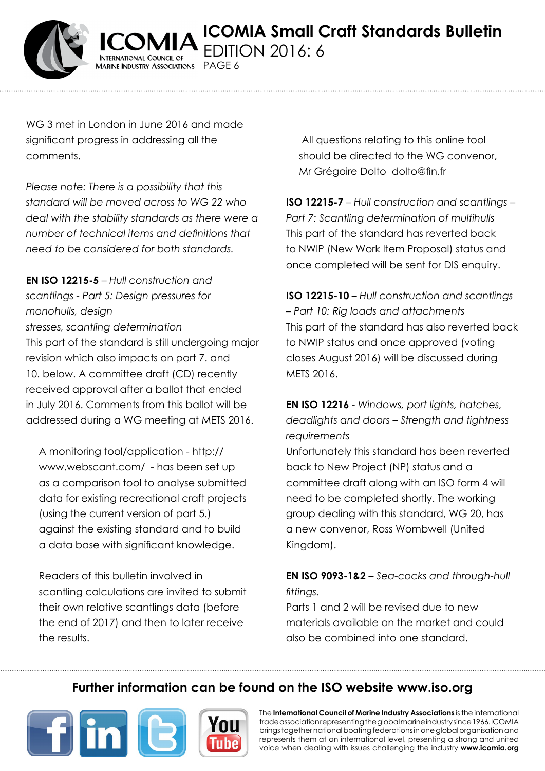WG 3 met in London in June 2016 and made significant progress in addressing all the comments.

*Please note: There is a possibility that this standard will be moved across to WG 22 who deal with the stability standards as there were a number of technical items and definitions that need to be considered for both standards.*

**EN ISO 12215-5** – *Hull construction and scantlings - Part 5: Design pressures for monohulls, design stresses, scantling determination*
This part of the standard is still undergoing major revision which also impacts on part 7. and 10. below. A committee draft (CD) recently received approval after a ballot that ended in July 2016. Comments from this ballot will be addressed during a WG meeting at METS 2016.

A monitoring tool/application - http://www.webscant.com/ - has been set up as a comparison tool to analyse submitted data for existing recreational craft projects (using the current version of part 5.) against the existing standard and to build a data base with significant knowledge.

Readers of this bulletin involved in scantling calculations are invited to submit their own relative scantlings data (before the end of 2017) and then to later receive the results.

All questions relating to this online tool should be directed to the WG convenor, Mr Grégoire Dolto dolto@fin.fr

**ISO 12215-7** – *Hull construction and scantlings – Part 7: Scantling determination of multihulls*
This part of the standard has reverted back to NWIP (New Work Item Proposal) status and once completed will be sent for DIS enquiry.

**ISO 12215-10** – *Hull construction and scantlings – Part 10: Rig loads and attachments*
This part of the standard has also reverted back to NWIP status and once approved (voting closes August 2016) will be discussed during METS 2016.

**EN ISO 12216** - *Windows, port lights, hatches, deadlights and doors – Strength and tightness requirements*
Unfortunately this standard has been reverted back to New Project (NP) status and a committee draft along with an ISO form 4 will need to be completed shortly. The working group dealing with this standard, WG 20, has a new convenor, Ross Wombwell (United Kingdom).

**EN ISO 9093-1&2** – *Sea-cocks and through-hull fittings.*
Parts 1 and 2 will be revised due to new materials available on the market and could also be combined into one standard.

**Further information can be found on the ISO website www.iso.org**

The **International Council of Marine Industry Associations** is the international trade association representing the global marine industry since 1966. ICOMIA brings together national boating federations in one global organisation and represents them at an international level, presenting a strong and united voice when dealing with issues challenging the industry **www.icomia.org**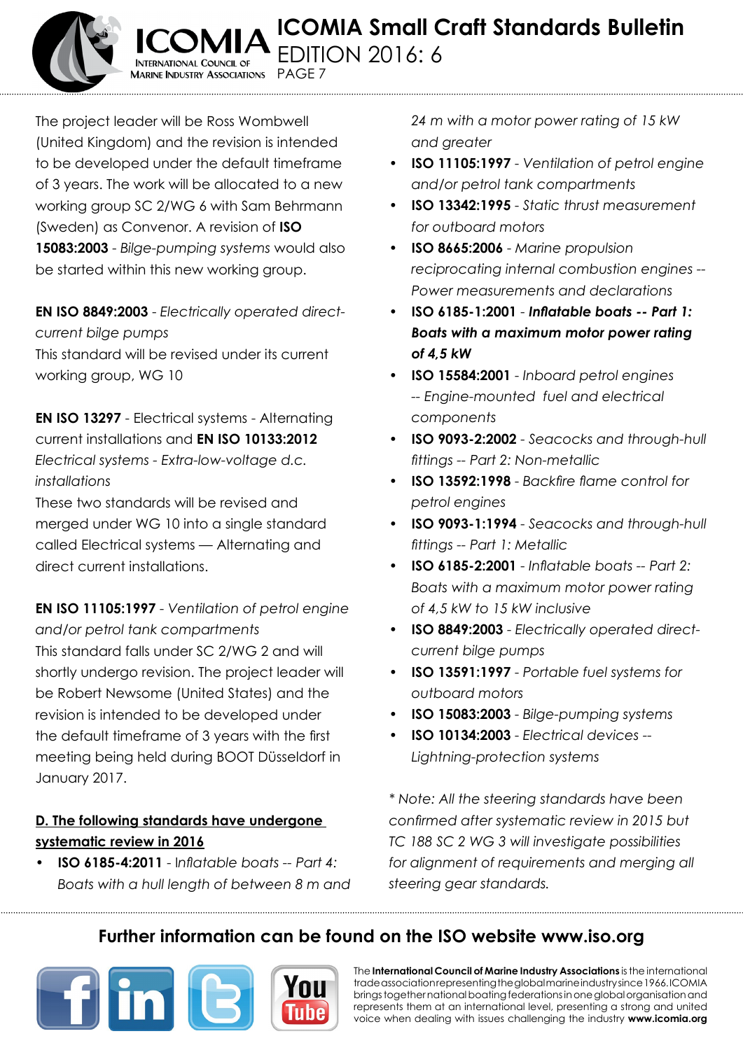The project leader will be Ross Wombwell (United Kingdom) and the revision is intended to be developed under the default timeframe of 3 years. The work will be allocated to a new working group SC 2/WG 6 with Sam Behrmann (Sweden) as Convenor. A revision of **ISO 15083:2003** - *Bilge-pumping systems* would also be started within this new working group.

**EN ISO 8849:2003** - *Electrically operated direct-current bilge pumps*
This standard will be revised under its current working group, WG 10

**EN ISO 13297** - Electrical systems - Alternating current installations and **EN ISO 10133:2012** *Electrical systems - Extra-low-voltage d.c. installations*
These two standards will be revised and merged under WG 10 into a single standard called Electrical systems — Alternating and direct current installations.

**EN ISO 11105:1997** - *Ventilation of petrol engine and/or petrol tank compartments*
This standard falls under SC 2/WG 2 and will shortly undergo revision. The project leader will be Robert Newsome (United States) and the revision is intended to be developed under the default timeframe of 3 years with the first meeting being held during BOOT Düsseldorf in January 2017.

**D. The following standards have undergone systematic review in 2016**

- **ISO 6185-4:2011** - *Inflatable boats -- Part 4: Boats with a hull length of between 8 m and 24 m with a motor power rating of 15 kW and greater*
- **ISO 11105:1997** - *Ventilation of petrol engine and/or petrol tank compartments*
- **ISO 13342:1995** - *Static thrust measurement for outboard motors*
- **ISO 8665:2006** - *Marine propulsion reciprocating internal combustion engines -- Power measurements and declarations*
- **ISO 6185-1:2001** - ***Inflatable boats -- Part 1: Boats with a maximum motor power rating of 4,5 kW***
- **ISO 15584:2001** - *Inboard petrol engines -- Engine-mounted fuel and electrical components*
- **ISO 9093-2:2002** - *Seacocks and through-hull fittings -- Part 2: Non-metallic*
- **ISO 13592:1998** - *Backfire flame control for petrol engines*
- **ISO 9093-1:1994** - *Seacocks and through-hull fittings -- Part 1: Metallic*
- **ISO 6185-2:2001** - *Inflatable boats -- Part 2: Boats with a maximum motor power rating of 4,5 kW to 15 kW inclusive*
- **ISO 8849:2003** - *Electrically operated direct-current bilge pumps*
- **ISO 13591:1997** - *Portable fuel systems for outboard motors*
- **ISO 15083:2003** - *Bilge-pumping systems*
- **ISO 10134:2003** - *Electrical devices -- Lightning-protection systems*

*\* Note: All the steering standards have been confirmed after systematic review in 2015 but TC 188 SC 2 WG 3 will investigate possibilities for alignment of requirements and merging all steering gear standards.*

**Further information can be found on the ISO website www.iso.org**

The **International Council of Marine Industry Associations** is the international trade association representing the global marine industry since 1966. ICOMIA brings together national boating federations in one global organisation and represents them at an international level, presenting a strong and united voice when dealing with issues challenging the industry **www.icomia.org**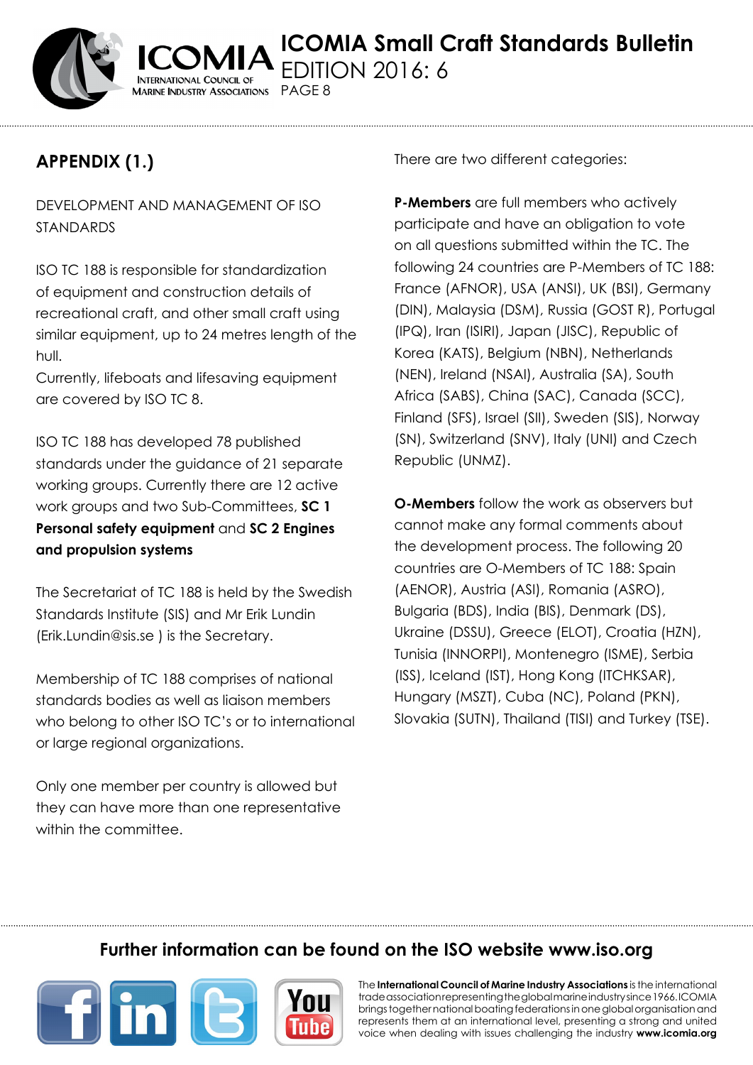## APPENDIX (1.)

DEVELOPMENT AND MANAGEMENT OF ISO STANDARDS

ISO TC 188 is responsible for standardization of equipment and construction details of recreational craft, and other small craft using similar equipment, up to 24 metres length of the hull.
Currently, lifeboats and lifesaving equipment are covered by ISO TC 8.

ISO TC 188 has developed 78 published standards under the guidance of 21 separate working groups. Currently there are 12 active work groups and two Sub-Committees, **SC 1 Personal safety equipment** and **SC 2 Engines and propulsion systems**

The Secretariat of TC 188 is held by the Swedish Standards Institute (SIS) and Mr Erik Lundin (Erik.Lundin@sis.se ) is the Secretary.

Membership of TC 188 comprises of national standards bodies as well as liaison members who belong to other ISO TC's or to international or large regional organizations.

Only one member per country is allowed but they can have more than one representative within the committee.

There are two different categories:

**P-Members** are full members who actively participate and have an obligation to vote on all questions submitted within the TC. The following 24 countries are P-Members of TC 188: France (AFNOR), USA (ANSI), UK (BSI), Germany (DIN), Malaysia (DSM), Russia (GOST R), Portugal (IPQ), Iran (ISIRI), Japan (JISC), Republic of Korea (KATS), Belgium (NBN), Netherlands (NEN), Ireland (NSAI), Australia (SA), South Africa (SABS), China (SAC), Canada (SCC), Finland (SFS), Israel (SII), Sweden (SIS), Norway (SN), Switzerland (SNV), Italy (UNI) and Czech Republic (UNMZ).

**O-Members** follow the work as observers but cannot make any formal comments about the development process. The following 20 countries are O-Members of TC 188: Spain (AENOR), Austria (ASI), Romania (ASRO), Bulgaria (BDS), India (BIS), Denmark (DS), Ukraine (DSSU), Greece (ELOT), Croatia (HZN), Tunisia (INNORPI), Montenegro (ISME), Serbia (ISS), Iceland (IST), Hong Kong (ITCHKSAR), Hungary (MSZT), Cuba (NC), Poland (PKN), Slovakia (SUTN), Thailand (TISI) and Turkey (TSE).

**Further information can be found on the ISO website www.iso.org**

The **International Council of Marine Industry Associations** is the international trade association representing the global marine industry since 1966. ICOMIA brings together national boating federations in one global organisation and represents them at an international level, presenting a strong and united voice when dealing with issues challenging the industry **www.icomia.org**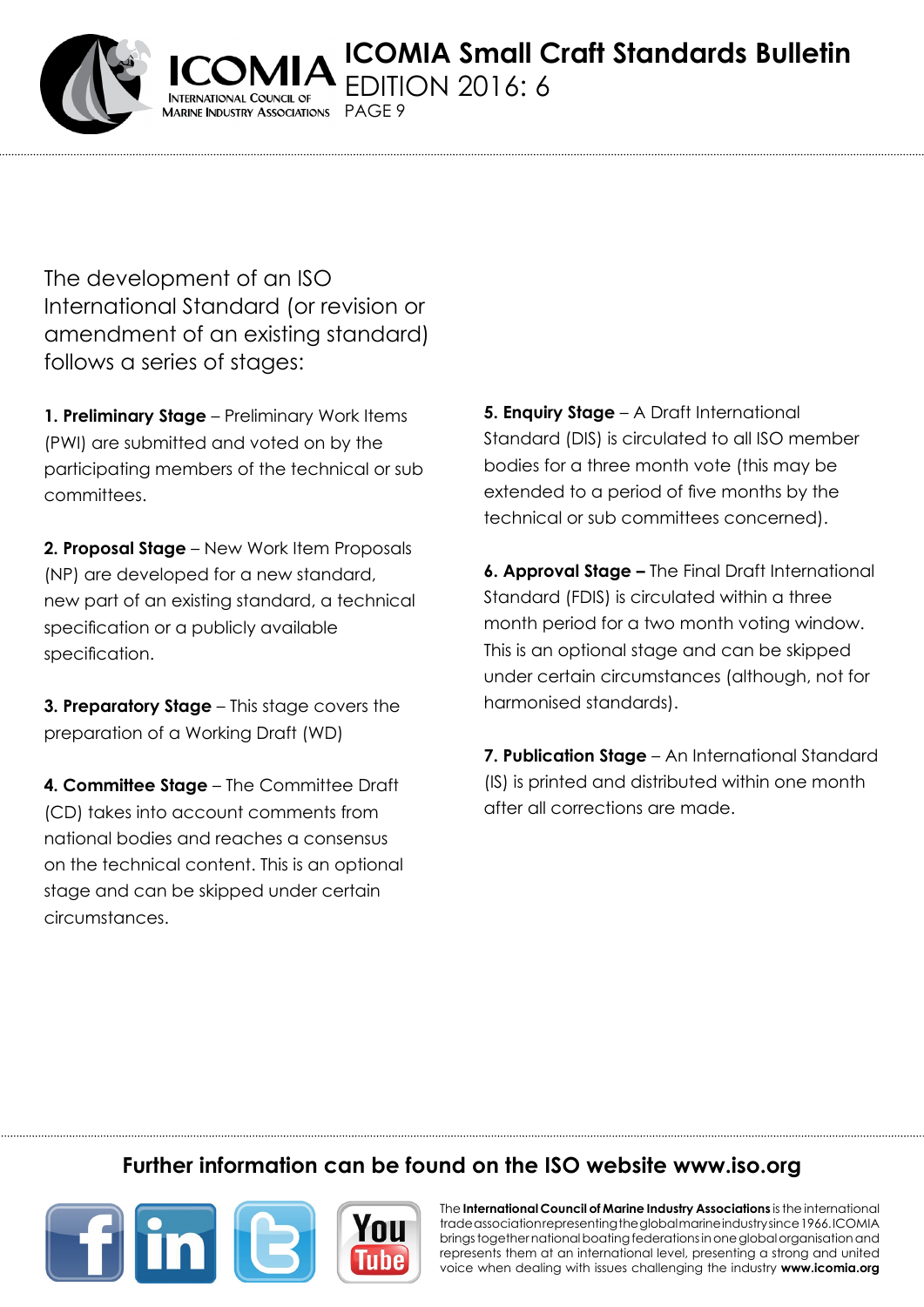The development of an ISO International Standard (or revision or amendment of an existing standard) follows a series of stages:

**1. Preliminary Stage** – Preliminary Work Items (PWI) are submitted and voted on by the participating members of the technical or sub committees.

**2. Proposal Stage** – New Work Item Proposals (NP) are developed for a new standard, new part of an existing standard, a technical specification or a publicly available specification.

**3. Preparatory Stage** – This stage covers the preparation of a Working Draft (WD)

**4. Committee Stage** – The Committee Draft (CD) takes into account comments from national bodies and reaches a consensus on the technical content. This is an optional stage and can be skipped under certain circumstances.

**5. Enquiry Stage** – A Draft International Standard (DIS) is circulated to all ISO member bodies for a three month vote (this may be extended to a period of five months by the technical or sub committees concerned).

**6. Approval Stage –** The Final Draft International Standard (FDIS) is circulated within a three month period for a two month voting window. This is an optional stage and can be skipped under certain circumstances (although, not for harmonised standards).

**7. Publication Stage** – An International Standard (IS) is printed and distributed within one month after all corrections are made.

**Further information can be found on the ISO website www.iso.org**

The **International Council of Marine Industry Associations** is the international trade association representing the global marine industry since 1966. ICOMIA brings together national boating federations in one global organisation and represents them at an international level, presenting a strong and united voice when dealing with issues challenging the industry **www.icomia.org**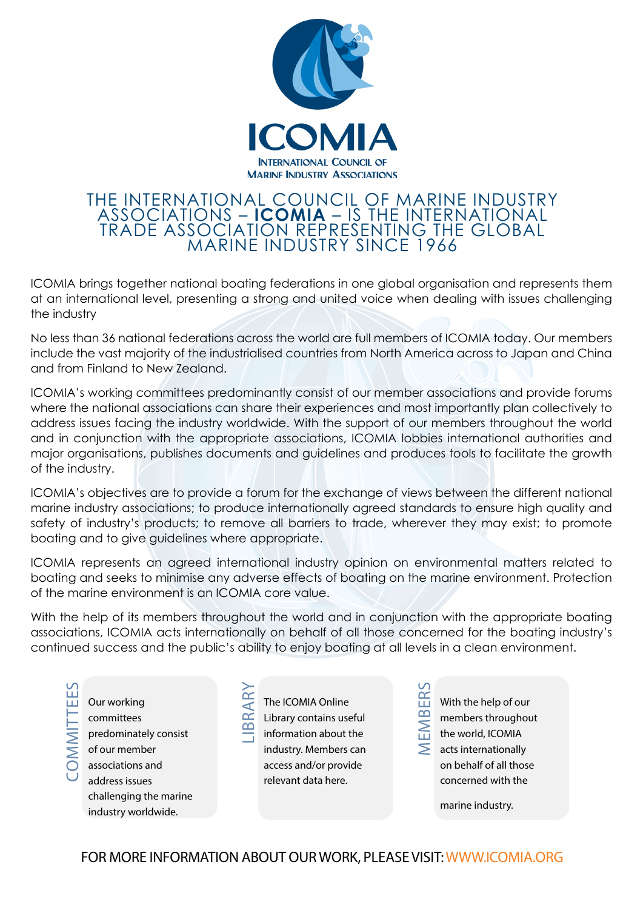# ICOMIA

INTERNATIONAL COUNCIL OF MARINE INDUSTRY ASSOCIATIONS

## THE INTERNATIONAL COUNCIL OF MARINE INDUSTRY ASSOCIATIONS – **ICOMIA** – IS THE INTERNATIONAL TRADE ASSOCIATION REPRESENTING THE GLOBAL MARINE INDUSTRY SINCE 1966

ICOMIA brings together national boating federations in one global organisation and represents them at an international level, presenting a strong and united voice when dealing with issues challenging the industry

No less than 36 national federations across the world are full members of ICOMIA today. Our members include the vast majority of the industrialised countries from North America across to Japan and China and from Finland to New Zealand.

ICOMIA's working committees predominantly consist of our member associations and provide forums where the national associations can share their experiences and most importantly plan collectively to address issues facing the industry worldwide. With the support of our members throughout the world and in conjunction with the appropriate associations, ICOMIA lobbies international authorities and major organisations, publishes documents and guidelines and produces tools to facilitate the growth of the industry.

ICOMIA's objectives are to provide a forum for the exchange of views between the different national marine industry associations; to produce internationally agreed standards to ensure high quality and safety of industry's products; to remove all barriers to trade, wherever they may exist; to promote boating and to give guidelines where appropriate.

ICOMIA represents an agreed international industry opinion on environmental matters related to boating and seeks to minimise any adverse effects of boating on the marine environment. Protection of the marine environment is an ICOMIA core value.

With the help of its members throughout the world and in conjunction with the appropriate boating associations, ICOMIA acts internationally on behalf of all those concerned for the boating industry's continued success and the public's ability to enjoy boating at all levels in a clean environment.

### COMMITTEES

Our working committees predominately consist of our member associations and address issues challenging the marine industry worldwide.

### LIBRARY

The ICOMIA Online Library contains useful information about the industry. Members can access and/or provide relevant data here.

### MEMBERS

With the help of our members throughout the world, ICOMIA acts internationally on behalf of all those concerned with the marine industry.

FOR MORE INFORMATION ABOUT OUR WORK, PLEASE VISIT: WWW.ICOMIA.ORG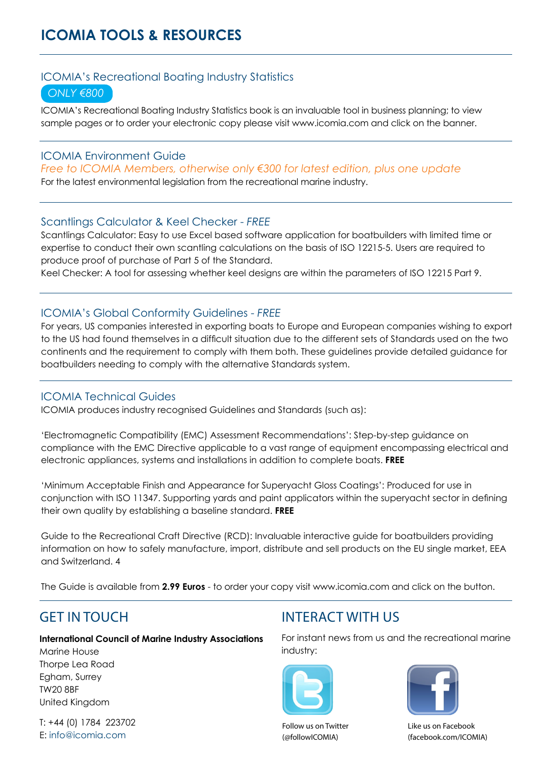# ICOMIA TOOLS & RESOURCES

## ICOMIA's Recreational Boating Industry Statistics

*ONLY €800*

ICOMIA's Recreational Boating Industry Statistics book is an invaluable tool in business planning; to view sample pages or to order your electronic copy please visit www.icomia.com and click on the banner.

## ICOMIA Environment Guide

*Free to ICOMIA Members, otherwise only €300 for latest edition, plus one update*

For the latest environmental legislation from the recreational marine industry.

## Scantlings Calculator & Keel Checker - *FREE*

Scantlings Calculator: Easy to use Excel based software application for boatbuilders with limited time or expertise to conduct their own scantling calculations on the basis of ISO 12215-5. Users are required to produce proof of purchase of Part 5 of the Standard.

Keel Checker: A tool for assessing whether keel designs are within the parameters of ISO 12215 Part 9.

## ICOMIA's Global Conformity Guidelines - *FREE*

For years, US companies interested in exporting boats to Europe and European companies wishing to export to the US had found themselves in a difficult situation due to the different sets of Standards used on the two continents and the requirement to comply with them both. These guidelines provide detailed guidance for boatbuilders needing to comply with the alternative Standards system.

## ICOMIA Technical Guides

ICOMIA produces industry recognised Guidelines and Standards (such as):

'Electromagnetic Compatibility (EMC) Assessment Recommendations': Step-by-step guidance on compliance with the EMC Directive applicable to a vast range of equipment encompassing electrical and electronic appliances, systems and installations in addition to complete boats. **FREE**

'Minimum Acceptable Finish and Appearance for Superyacht Gloss Coatings': Produced for use in conjunction with ISO 11347. Supporting yards and paint applicators within the superyacht sector in defining their own quality by establishing a baseline standard. **FREE**

Guide to the Recreational Craft Directive (RCD): Invaluable interactive guide for boatbuilders providing information on how to safely manufacture, import, distribute and sell products on the EU single market, EEA and Switzerland. 4

The Guide is available from **2.99 Euros** - to order your copy visit www.icomia.com and click on the button.

## GET IN TOUCH

**International Council of Marine Industry Associations**
Marine House
Thorpe Lea Road
Egham, Surrey
TW20 8BF
United Kingdom

T: +44 (0) 1784 223702
E: info@icomia.com

## INTERACT WITH US

For instant news from us and the recreational marine industry:

Follow us on Twitter (@followICOMIA)

Like us on Facebook (facebook.com/ICOMIA)